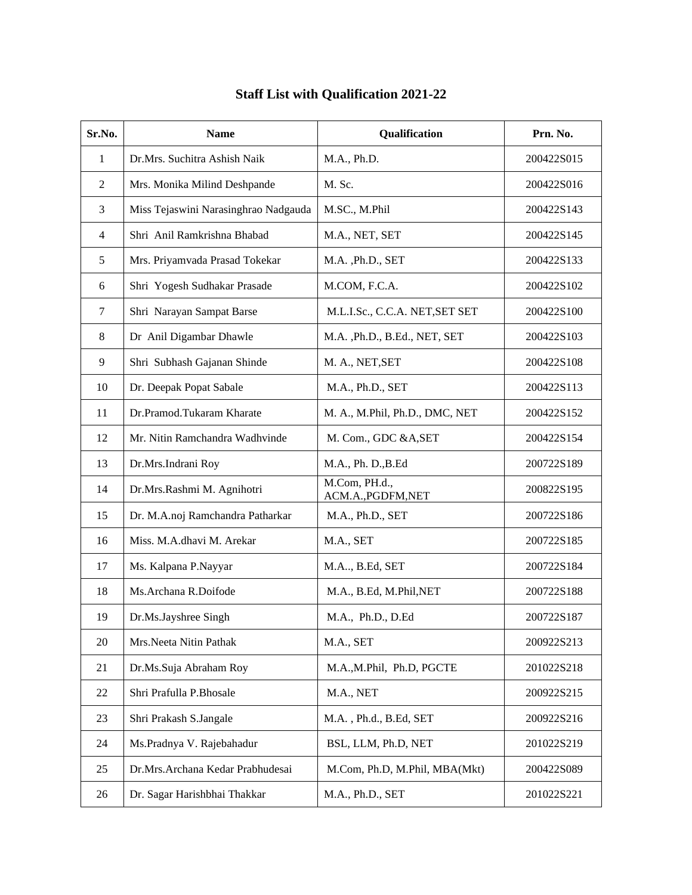# Staff List with Qualification 2021-22

| Sr.No. | Name | Qualification | Prn. No. |
|---|---|---|---|
| 1 | Dr.Mrs. Suchitra Ashish Naik | M.A., Ph.D. | 200422S015 |
| 2 | Mrs. Monika Milind Deshpande | M. Sc. | 200422S016 |
| 3 | Miss Tejaswini Narasinghrao Nadgauda | M.SC., M.Phil | 200422S143 |
| 4 | Shri Anil Ramkrishna Bhabad | M.A., NET, SET | 200422S145 |
| 5 | Mrs. Priyamvada Prasad Tokekar | M.A. ,Ph.D., SET | 200422S133 |
| 6 | Shri Yogesh Sudhakar Prasade | M.COM, F.C.A. | 200422S102 |
| 7 | Shri Narayan Sampat Barse | M.L.I.Sc., C.C.A. NET,SET SET | 200422S100 |
| 8 | Dr Anil Digambar Dhawle | M.A. ,Ph.D., B.Ed., NET, SET | 200422S103 |
| 9 | Shri Subhash Gajanan Shinde | M. A., NET,SET | 200422S108 |
| 10 | Dr. Deepak Popat Sabale | M.A., Ph.D., SET | 200422S113 |
| 11 | Dr.Pramod.Tukaram Kharate | M. A., M.Phil, Ph.D., DMC, NET | 200422S152 |
| 12 | Mr. Nitin Ramchandra Wadhvinde | M. Com., GDC &A,SET | 200422S154 |
| 13 | Dr.Mrs.Indrani Roy | M.A., Ph. D.,B.Ed | 200722S189 |
| 14 | Dr.Mrs.Rashmi M. Agnihotri | M.Com, PH.d., ACM.A.,PGDFM,NET | 200822S195 |
| 15 | Dr. M.A.noj Ramchandra Patharkar | M.A., Ph.D., SET | 200722S186 |
| 16 | Miss. M.A.dhavi M. Arekar | M.A., SET | 200722S185 |
| 17 | Ms. Kalpana P.Nayyar | M.A.., B.Ed, SET | 200722S184 |
| 18 | Ms.Archana R.Doifode | M.A., B.Ed, M.Phil,NET | 200722S188 |
| 19 | Dr.Ms.Jayshree Singh | M.A., Ph.D., D.Ed | 200722S187 |
| 20 | Mrs.Neeta Nitin Pathak | M.A., SET | 200922S213 |
| 21 | Dr.Ms.Suja Abraham Roy | M.A.,M.Phil, Ph.D, PGCTE | 201022S218 |
| 22 | Shri Prafulla P.Bhosale | M.A., NET | 200922S215 |
| 23 | Shri Prakash S.Jangale | M.A. , Ph.d., B.Ed, SET | 200922S216 |
| 24 | Ms.Pradnya V. Rajebahadur | BSL, LLM, Ph.D, NET | 201022S219 |
| 25 | Dr.Mrs.Archana Kedar Prabhudesai | M.Com, Ph.D, M.Phil, MBA(Mkt) | 200422S089 |
| 26 | Dr. Sagar Harishbhai Thakkar | M.A., Ph.D., SET | 201022S221 |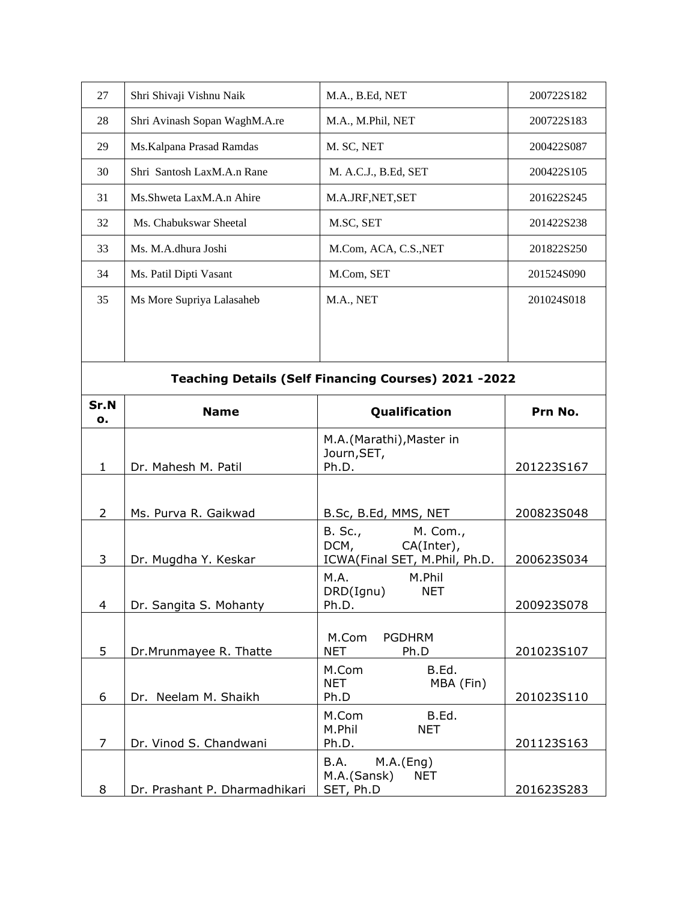| 27 | Shri Shivaji Vishnu Naik | M.A., B.Ed, NET | 200722S182 |
|---|---|---|---|
| 28 | Shri Avinash Sopan WaghM.A.re | M.A., M.Phil, NET | 200722S183 |
| 29 | Ms.Kalpana Prasad Ramdas | M. SC, NET | 200422S087 |
| 30 | Shri Santosh LaxM.A.n Rane | M. A.C.J., B.Ed, SET | 200422S105 |
| 31 | Ms.Shweta LaxM.A.n Ahire | M.A.JRF,NET,SET | 201622S245 |
| 32 | Ms. Chabukswar Sheetal | M.SC, SET | 201422S238 |
| 33 | Ms. M.A.dhura Joshi | M.Com, ACA, C.S.,NET | 201822S250 |
| 34 | Ms. Patil Dipti Vasant | M.Com, SET | 201524S090 |
| 35 | Ms More Supriya Lalasaheb | M.A., NET | 201024S018 |

**Teaching Details (Self Financing Courses) 2021 -2022**

| Sr.No. | Name | Qualification | Prn No. |
|---|---|---|---|
| 1 | Dr. Mahesh M. Patil | M.A.(Marathi),Master in Journ,SET, Ph.D. | 201223S167 |
| 2 | Ms. Purva R. Gaikwad | B.Sc, B.Ed, MMS, NET | 200823S048 |
| 3 | Dr. Mugdha Y. Keskar | B. Sc., M. Com., DCM, CA(Inter), ICWA(Final SET, M.Phil, Ph.D. | 200623S034 |
| 4 | Dr. Sangita S. Mohanty | M.A. M.Phil DRD(Ignu) NET Ph.D. | 200923S078 |
| 5 | Dr.Mrunmayee R. Thatte | M.Com PGDHRM NET Ph.D | 201023S107 |
| 6 | Dr. Neelam M. Shaikh | M.Com B.Ed. NET MBA (Fin) Ph.D | 201023S110 |
| 7 | Dr. Vinod S. Chandwani | M.Com B.Ed. M.Phil NET Ph.D. | 201123S163 |
| 8 | Dr. Prashant P. Dharmadhikari | B.A. M.A.(Eng) M.A.(Sansk) NET SET, Ph.D | 201623S283 |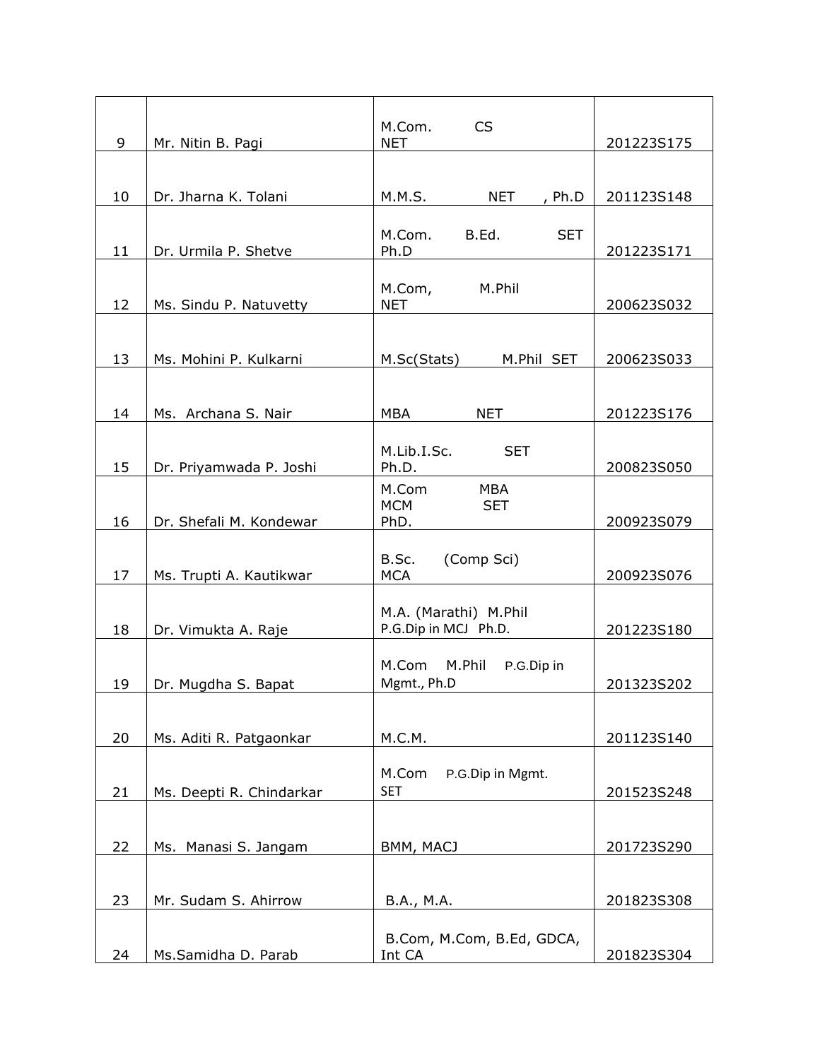| | | | |
|---|---|---|---|
| 9 | Mr. Nitin B. Pagi | M.Com. CS NET | 201223S175 |
| 10 | Dr. Jharna K. Tolani | M.M.S. NET , Ph.D | 201123S148 |
| 11 | Dr. Urmila P. Shetve | M.Com. B.Ed. SET Ph.D | 201223S171 |
| 12 | Ms. Sindu P. Natuvetty | M.Com, M.Phil NET | 200623S032 |
| 13 | Ms. Mohini P. Kulkarni | M.Sc(Stats) M.Phil SET | 200623S033 |
| 14 | Ms. Archana S. Nair | MBA NET | 201223S176 |
| 15 | Dr. Priyamwada P. Joshi | M.Lib.I.Sc. SET Ph.D. | 200823S050 |
| 16 | Dr. Shefali M. Kondewar | M.Com MBA MCM SET PhD. | 200923S079 |
| 17 | Ms. Trupti A. Kautikwar | B.Sc. (Comp Sci) MCA | 200923S076 |
| 18 | Dr. Vimukta A. Raje | M.A. (Marathi) M.Phil P.G.Dip in MCJ Ph.D. | 201223S180 |
| 19 | Dr. Mugdha S. Bapat | M.Com M.Phil P.G.Dip in Mgmt., Ph.D | 201323S202 |
| 20 | Ms. Aditi R. Patgaonkar | M.C.M. | 201123S140 |
| 21 | Ms. Deepti R. Chindarkar | M.Com P.G.Dip in Mgmt. SET | 201523S248 |
| 22 | Ms. Manasi S. Jangam | BMM, MACJ | 201723S290 |
| 23 | Mr. Sudam S. Ahirrow | B.A., M.A. | 201823S308 |
| 24 | Ms.Samidha D. Parab | B.Com, M.Com, B.Ed, GDCA, Int CA | 201823S304 |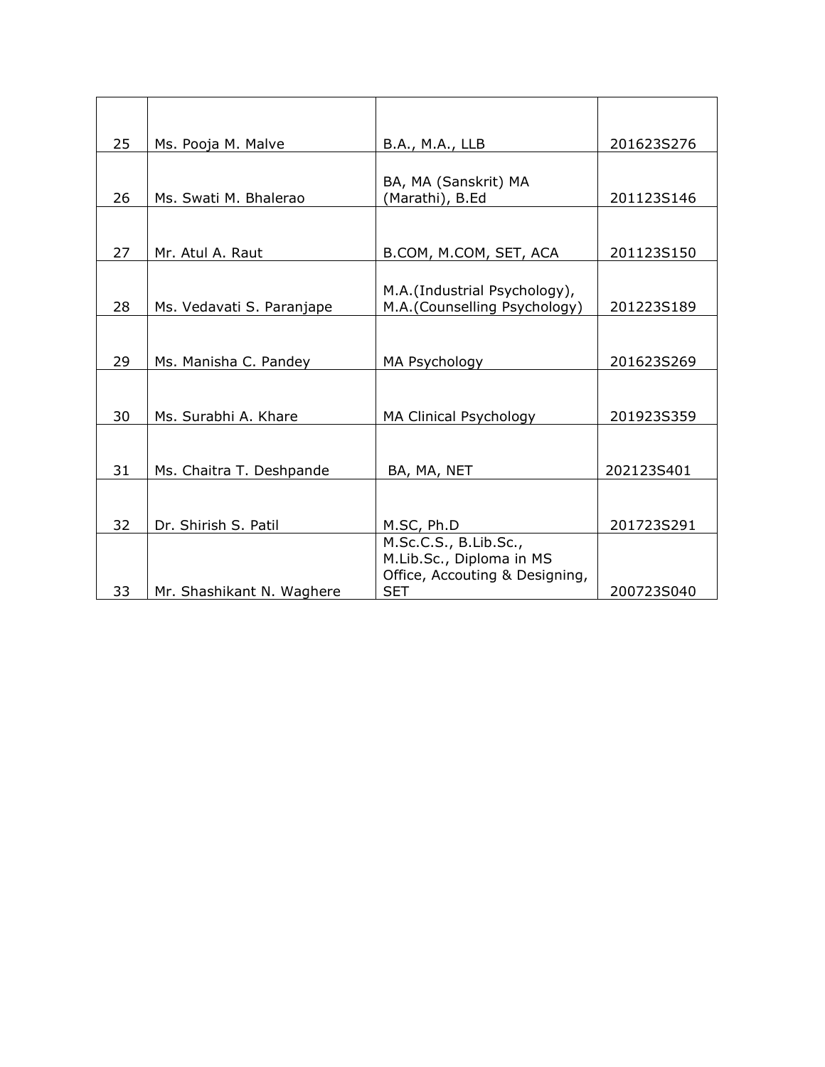| | | | |
|---|---|---|---|
| 25 | Ms. Pooja M. Malve | B.A., M.A., LLB | 201623S276 |
| 26 | Ms. Swati M. Bhalerao | BA, MA (Sanskrit) MA (Marathi), B.Ed | 201123S146 |
| 27 | Mr. Atul A. Raut | B.COM, M.COM, SET, ACA | 201123S150 |
| 28 | Ms. Vedavati S. Paranjape | M.A.(Industrial Psychology), M.A.(Counselling Psychology) | 201223S189 |
| 29 | Ms. Manisha C. Pandey | MA Psychology | 201623S269 |
| 30 | Ms. Surabhi A. Khare | MA Clinical Psychology | 201923S359 |
| 31 | Ms. Chaitra T. Deshpande | BA, MA, NET | 202123S401 |
| 32 | Dr. Shirish S. Patil | M.SC, Ph.D | 201723S291 |
| 33 | Mr. Shashikant N. Waghere | M.Sc.C.S., B.Lib.Sc., M.Lib.Sc., Diploma in MS Office, Accouting & Designing, SET | 200723S040 |